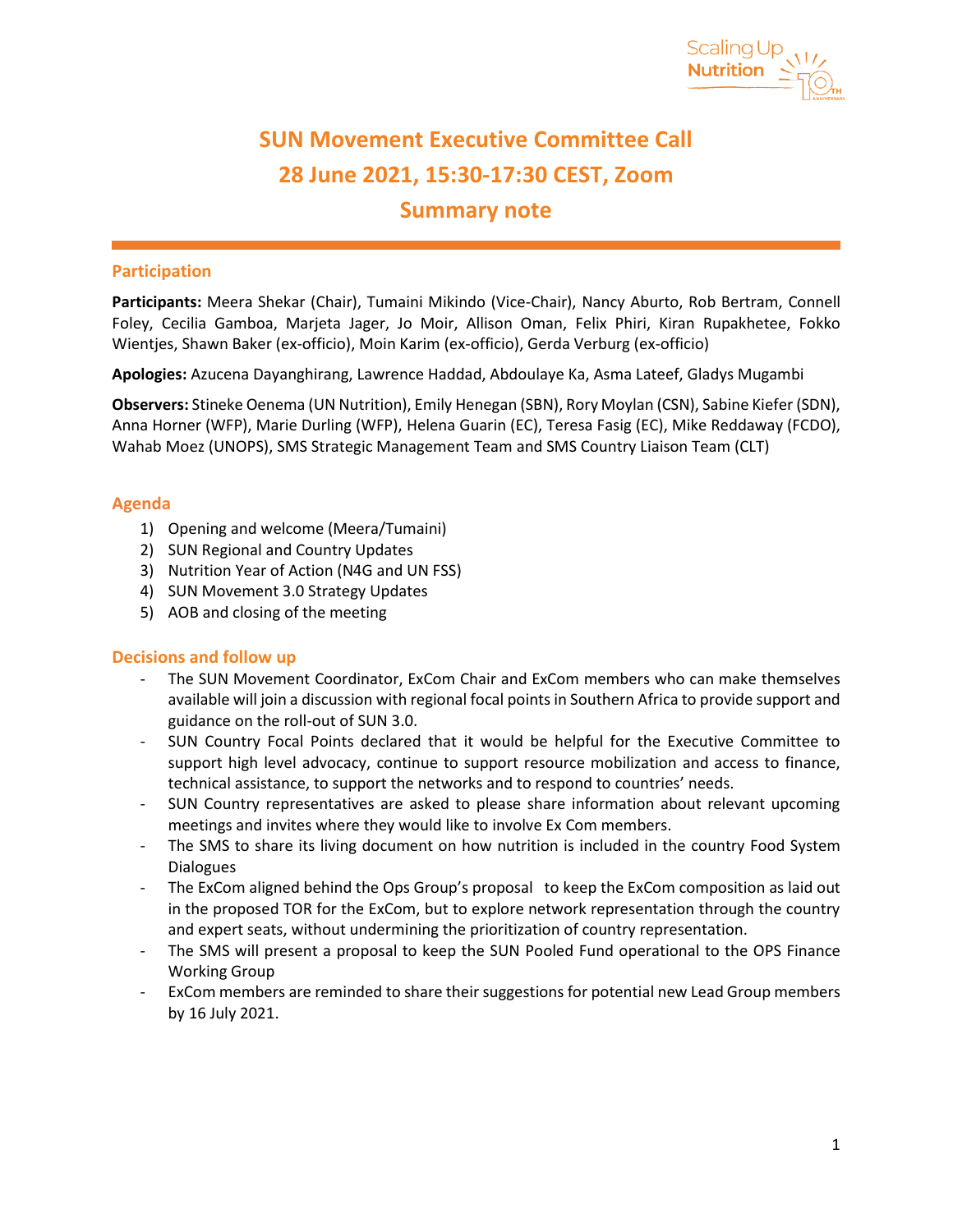# SUN Movement Executive Committee Call
# 28 June 2021, 15:30-17:30 CEST, Zoom
# Summary note

## Participation

**Participants:** Meera Shekar (Chair), Tumaini Mikindo (Vice-Chair), Nancy Aburto, Rob Bertram, Connell Foley, Cecilia Gamboa, Marjeta Jager, Jo Moir, Allison Oman, Felix Phiri, Kiran Rupakhetee, Fokko Wientjes, Shawn Baker (ex-officio), Moin Karim (ex-officio), Gerda Verburg (ex-officio)

**Apologies:** Azucena Dayanghirang, Lawrence Haddad, Abdoulaye Ka, Asma Lateef, Gladys Mugambi

**Observers:** Stineke Oenema (UN Nutrition), Emily Henegan (SBN), Rory Moylan (CSN), Sabine Kiefer (SDN), Anna Horner (WFP), Marie Durling (WFP), Helena Guarin (EC), Teresa Fasig (EC), Mike Reddaway (FCDO), Wahab Moez (UNOPS), SMS Strategic Management Team and SMS Country Liaison Team (CLT)

## Agenda

1) Opening and welcome (Meera/Tumaini)
2) SUN Regional and Country Updates
3) Nutrition Year of Action (N4G and UN FSS)
4) SUN Movement 3.0 Strategy Updates
5) AOB and closing of the meeting

## Decisions and follow up

- The SUN Movement Coordinator, ExCom Chair and ExCom members who can make themselves available will join a discussion with regional focal points in Southern Africa to provide support and guidance on the roll-out of SUN 3.0.
- SUN Country Focal Points declared that it would be helpful for the Executive Committee to support high level advocacy, continue to support resource mobilization and access to finance, technical assistance, to support the networks and to respond to countries' needs.
- SUN Country representatives are asked to please share information about relevant upcoming meetings and invites where they would like to involve Ex Com members.
- The SMS to share its living document on how nutrition is included in the country Food System Dialogues
- The ExCom aligned behind the Ops Group's proposal to keep the ExCom composition as laid out in the proposed TOR for the ExCom, but to explore network representation through the country and expert seats, without undermining the prioritization of country representation.
- The SMS will present a proposal to keep the SUN Pooled Fund operational to the OPS Finance Working Group
- ExCom members are reminded to share their suggestions for potential new Lead Group members by 16 July 2021.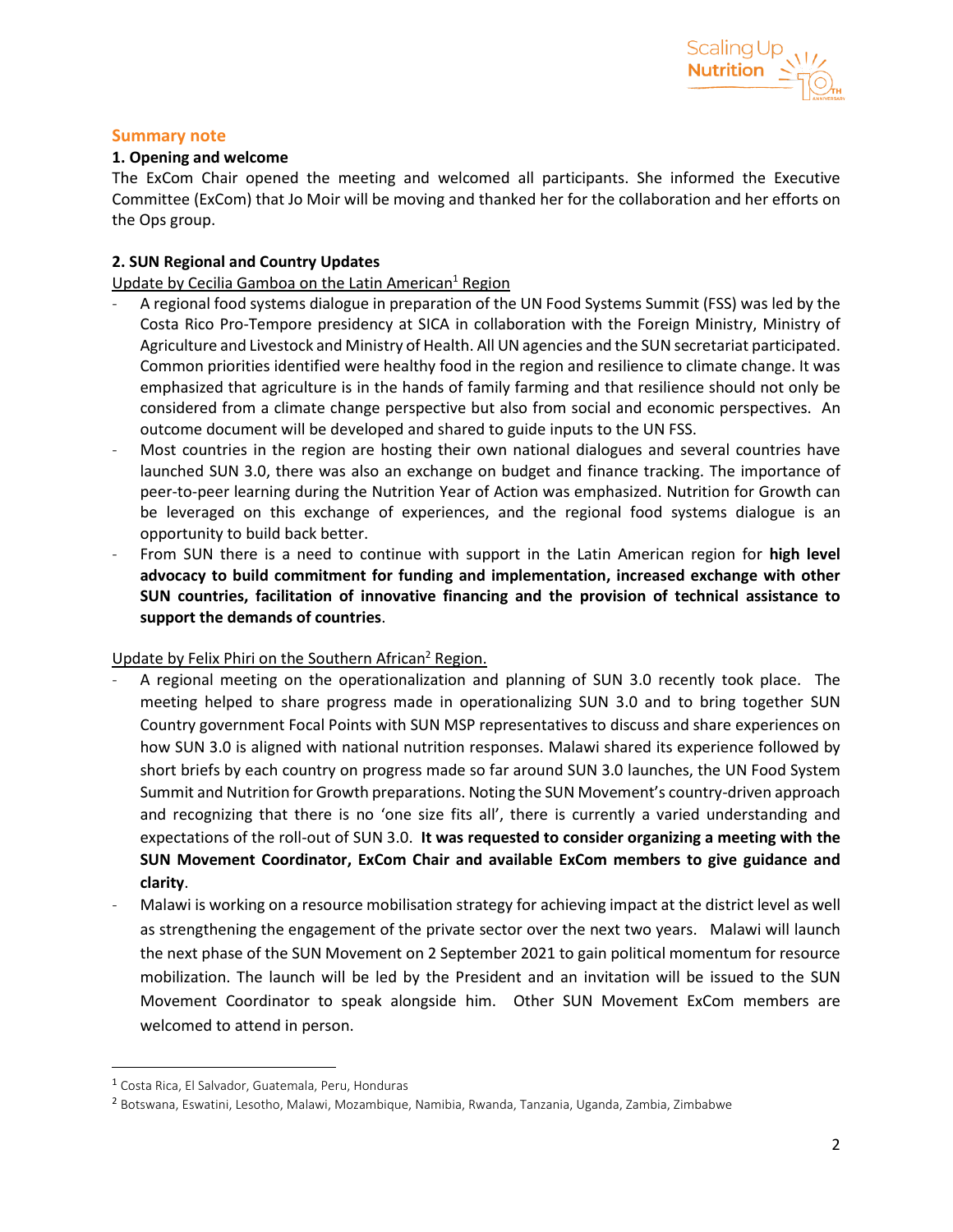## Summary note

### 1. Opening and welcome

The ExCom Chair opened the meeting and welcomed all participants. She informed the Executive Committee (ExCom) that Jo Moir will be moving and thanked her for the collaboration and her efforts on the Ops group.

### 2. SUN Regional and Country Updates

Update by Cecilia Gamboa on the Latin American[1] Region

- A regional food systems dialogue in preparation of the UN Food Systems Summit (FSS) was led by the Costa Rico Pro-Tempore presidency at SICA in collaboration with the Foreign Ministry, Ministry of Agriculture and Livestock and Ministry of Health. All UN agencies and the SUN secretariat participated. Common priorities identified were healthy food in the region and resilience to climate change. It was emphasized that agriculture is in the hands of family farming and that resilience should not only be considered from a climate change perspective but also from social and economic perspectives. An outcome document will be developed and shared to guide inputs to the UN FSS.
- Most countries in the region are hosting their own national dialogues and several countries have launched SUN 3.0, there was also an exchange on budget and finance tracking. The importance of peer-to-peer learning during the Nutrition Year of Action was emphasized. Nutrition for Growth can be leveraged on this exchange of experiences, and the regional food systems dialogue is an opportunity to build back better.
- From SUN there is a need to continue with support in the Latin American region for **high level advocacy to build commitment for funding and implementation, increased exchange with other SUN countries, facilitation of innovative financing and the provision of technical assistance to support the demands of countries**.

Update by Felix Phiri on the Southern African[2] Region.

- A regional meeting on the operationalization and planning of SUN 3.0 recently took place. The meeting helped to share progress made in operationalizing SUN 3.0 and to bring together SUN Country government Focal Points with SUN MSP representatives to discuss and share experiences on how SUN 3.0 is aligned with national nutrition responses. Malawi shared its experience followed by short briefs by each country on progress made so far around SUN 3.0 launches, the UN Food System Summit and Nutrition for Growth preparations. Noting the SUN Movement's country-driven approach and recognizing that there is no 'one size fits all', there is currently a varied understanding and expectations of the roll-out of SUN 3.0. **It was requested to consider organizing a meeting with the SUN Movement Coordinator, ExCom Chair and available ExCom members to give guidance and clarity**.
- Malawi is working on a resource mobilisation strategy for achieving impact at the district level as well as strengthening the engagement of the private sector over the next two years. Malawi will launch the next phase of the SUN Movement on 2 September 2021 to gain political momentum for resource mobilization. The launch will be led by the President and an invitation will be issued to the SUN Movement Coordinator to speak alongside him. Other SUN Movement ExCom members are welcomed to attend in person.

---

[1] Costa Rica, El Salvador, Guatemala, Peru, Honduras

[2] Botswana, Eswatini, Lesotho, Malawi, Mozambique, Namibia, Rwanda, Tanzania, Uganda, Zambia, Zimbabwe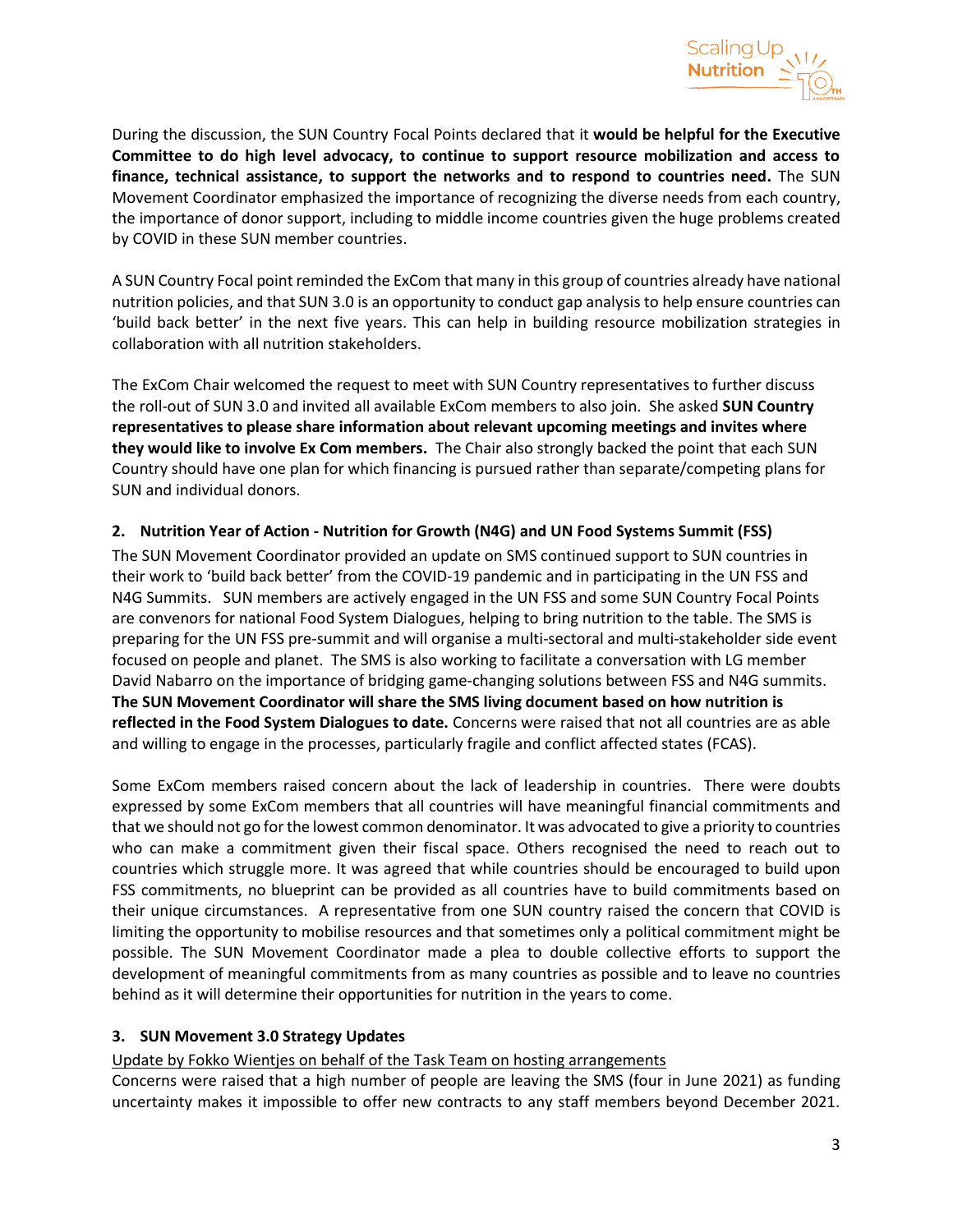During the discussion, the SUN Country Focal Points declared that it **would be helpful for the Executive Committee to do high level advocacy, to continue to support resource mobilization and access to finance, technical assistance, to support the networks and to respond to countries need.** The SUN Movement Coordinator emphasized the importance of recognizing the diverse needs from each country, the importance of donor support, including to middle income countries given the huge problems created by COVID in these SUN member countries.

A SUN Country Focal point reminded the ExCom that many in this group of countries already have national nutrition policies, and that SUN 3.0 is an opportunity to conduct gap analysis to help ensure countries can 'build back better' in the next five years. This can help in building resource mobilization strategies in collaboration with all nutrition stakeholders.

The ExCom Chair welcomed the request to meet with SUN Country representatives to further discuss the roll-out of SUN 3.0 and invited all available ExCom members to also join. She asked **SUN Country representatives to please share information about relevant upcoming meetings and invites where they would like to involve Ex Com members.** The Chair also strongly backed the point that each SUN Country should have one plan for which financing is pursued rather than separate/competing plans for SUN and individual donors.

## 2. Nutrition Year of Action - Nutrition for Growth (N4G) and UN Food Systems Summit (FSS)

The SUN Movement Coordinator provided an update on SMS continued support to SUN countries in their work to 'build back better' from the COVID-19 pandemic and in participating in the UN FSS and N4G Summits. SUN members are actively engaged in the UN FSS and some SUN Country Focal Points are convenors for national Food System Dialogues, helping to bring nutrition to the table. The SMS is preparing for the UN FSS pre-summit and will organise a multi-sectoral and multi-stakeholder side event focused on people and planet. The SMS is also working to facilitate a conversation with LG member David Nabarro on the importance of bridging game-changing solutions between FSS and N4G summits. **The SUN Movement Coordinator will share the SMS living document based on how nutrition is reflected in the Food System Dialogues to date.** Concerns were raised that not all countries are as able and willing to engage in the processes, particularly fragile and conflict affected states (FCAS).

Some ExCom members raised concern about the lack of leadership in countries. There were doubts expressed by some ExCom members that all countries will have meaningful financial commitments and that we should not go for the lowest common denominator. It was advocated to give a priority to countries who can make a commitment given their fiscal space. Others recognised the need to reach out to countries which struggle more. It was agreed that while countries should be encouraged to build upon FSS commitments, no blueprint can be provided as all countries have to build commitments based on their unique circumstances. A representative from one SUN country raised the concern that COVID is limiting the opportunity to mobilise resources and that sometimes only a political commitment might be possible. The SUN Movement Coordinator made a plea to double collective efforts to support the development of meaningful commitments from as many countries as possible and to leave no countries behind as it will determine their opportunities for nutrition in the years to come.

## 3. SUN Movement 3.0 Strategy Updates

Update by Fokko Wientjes on behalf of the Task Team on hosting arrangements

Concerns were raised that a high number of people are leaving the SMS (four in June 2021) as funding uncertainty makes it impossible to offer new contracts to any staff members beyond December 2021.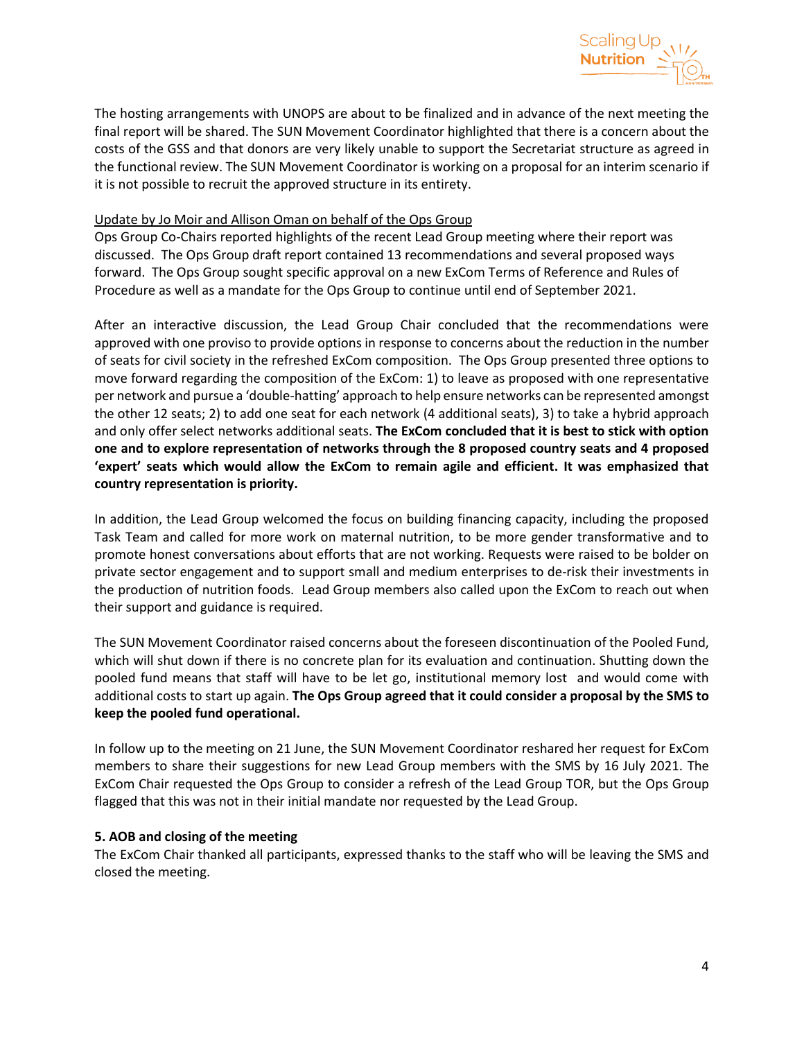The hosting arrangements with UNOPS are about to be finalized and in advance of the next meeting the final report will be shared. The SUN Movement Coordinator highlighted that there is a concern about the costs of the GSS and that donors are very likely unable to support the Secretariat structure as agreed in the functional review. The SUN Movement Coordinator is working on a proposal for an interim scenario if it is not possible to recruit the approved structure in its entirety.

<u>Update by Jo Moir and Allison Oman on behalf of the Ops Group</u>

Ops Group Co-Chairs reported highlights of the recent Lead Group meeting where their report was discussed. The Ops Group draft report contained 13 recommendations and several proposed ways forward. The Ops Group sought specific approval on a new ExCom Terms of Reference and Rules of Procedure as well as a mandate for the Ops Group to continue until end of September 2021.

After an interactive discussion, the Lead Group Chair concluded that the recommendations were approved with one proviso to provide options in response to concerns about the reduction in the number of seats for civil society in the refreshed ExCom composition. The Ops Group presented three options to move forward regarding the composition of the ExCom: 1) to leave as proposed with one representative per network and pursue a 'double-hatting' approach to help ensure networks can be represented amongst the other 12 seats; 2) to add one seat for each network (4 additional seats), 3) to take a hybrid approach and only offer select networks additional seats. **The ExCom concluded that it is best to stick with option one and to explore representation of networks through the 8 proposed country seats and 4 proposed 'expert' seats which would allow the ExCom to remain agile and efficient. It was emphasized that country representation is priority.**

In addition, the Lead Group welcomed the focus on building financing capacity, including the proposed Task Team and called for more work on maternal nutrition, to be more gender transformative and to promote honest conversations about efforts that are not working. Requests were raised to be bolder on private sector engagement and to support small and medium enterprises to de-risk their investments in the production of nutrition foods. Lead Group members also called upon the ExCom to reach out when their support and guidance is required.

The SUN Movement Coordinator raised concerns about the foreseen discontinuation of the Pooled Fund, which will shut down if there is no concrete plan for its evaluation and continuation. Shutting down the pooled fund means that staff will have to be let go, institutional memory lost and would come with additional costs to start up again. **The Ops Group agreed that it could consider a proposal by the SMS to keep the pooled fund operational.**

In follow up to the meeting on 21 June, the SUN Movement Coordinator reshared her request for ExCom members to share their suggestions for new Lead Group members with the SMS by 16 July 2021. The ExCom Chair requested the Ops Group to consider a refresh of the Lead Group TOR, but the Ops Group flagged that this was not in their initial mandate nor requested by the Lead Group.

**5. AOB and closing of the meeting**

The ExCom Chair thanked all participants, expressed thanks to the staff who will be leaving the SMS and closed the meeting.